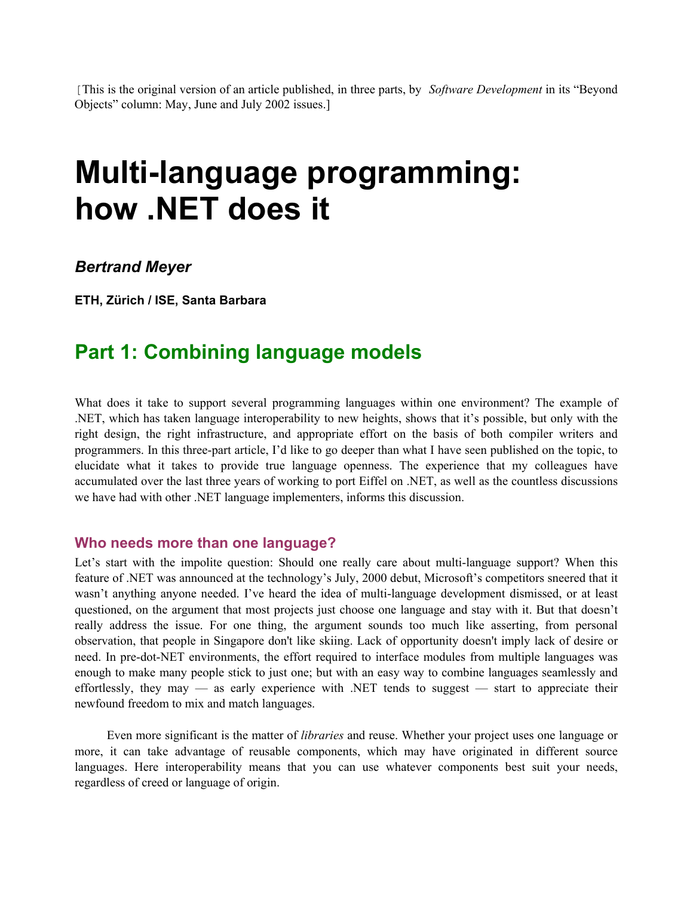[This is the original version of an article published, in three parts, by *Software Development* in its "Beyond Objects" column: May, June and July 2002 issues.]

# Multi-language programming: how .NET does it

***Bertrand Meyer***

**ETH, Zürich / ISE, Santa Barbara**

## Part 1: Combining language models

What does it take to support several programming languages within one environment? The example of .NET, which has taken language interoperability to new heights, shows that it's possible, but only with the right design, the right infrastructure, and appropriate effort on the basis of both compiler writers and programmers. In this three-part article, I'd like to go deeper than what I have seen published on the topic, to elucidate what it takes to provide true language openness. The experience that my colleagues have accumulated over the last three years of working to port Eiffel on .NET, as well as the countless discussions we have had with other .NET language implementers, informs this discussion.

### Who needs more than one language?

Let's start with the impolite question: Should one really care about multi-language support? When this feature of .NET was announced at the technology's July, 2000 debut, Microsoft's competitors sneered that it wasn't anything anyone needed. I've heard the idea of multi-language development dismissed, or at least questioned, on the argument that most projects just choose one language and stay with it. But that doesn't really address the issue. For one thing, the argument sounds too much like asserting, from personal observation, that people in Singapore don't like skiing. Lack of opportunity doesn't imply lack of desire or need. In pre-dot-NET environments, the effort required to interface modules from multiple languages was enough to make many people stick to just one; but with an easy way to combine languages seamlessly and effortlessly, they may — as early experience with .NET tends to suggest — start to appreciate their newfound freedom to mix and match languages.

Even more significant is the matter of *libraries* and reuse. Whether your project uses one language or more, it can take advantage of reusable components, which may have originated in different source languages. Here interoperability means that you can use whatever components best suit your needs, regardless of creed or language of origin.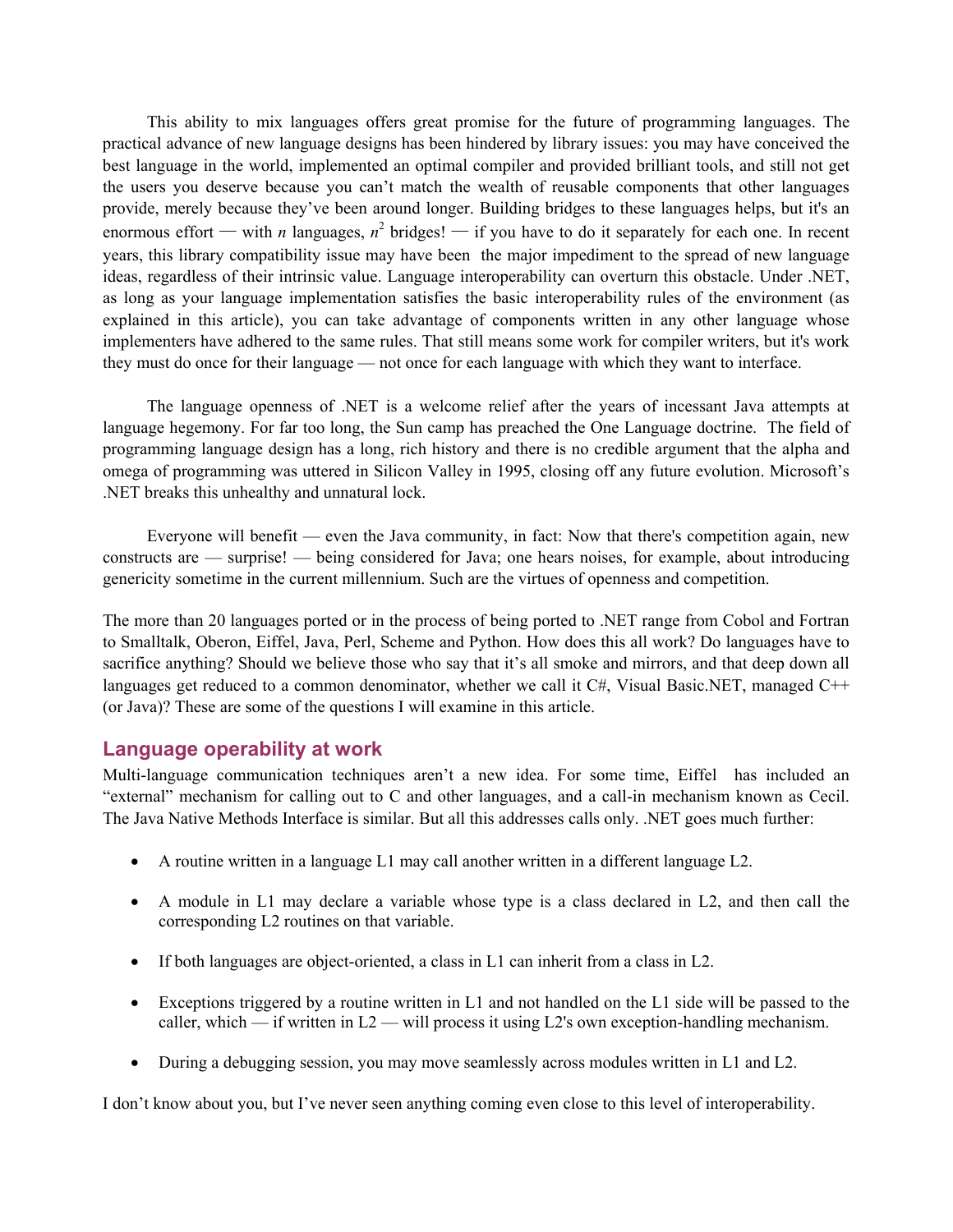This ability to mix languages offers great promise for the future of programming languages. The practical advance of new language designs has been hindered by library issues: you may have conceived the best language in the world, implemented an optimal compiler and provided brilliant tools, and still not get the users you deserve because you can't match the wealth of reusable components that other languages provide, merely because they've been around longer. Building bridges to these languages helps, but it's an enormous effort — with $n$ languages, $n^2$ bridges! — if you have to do it separately for each one. In recent years, this library compatibility issue may have been the major impediment to the spread of new language ideas, regardless of their intrinsic value. Language interoperability can overturn this obstacle. Under .NET, as long as your language implementation satisfies the basic interoperability rules of the environment (as explained in this article), you can take advantage of components written in any other language whose implementers have adhered to the same rules. That still means some work for compiler writers, but it's work they must do once for their language — not once for each language with which they want to interface.

The language openness of .NET is a welcome relief after the years of incessant Java attempts at language hegemony. For far too long, the Sun camp has preached the One Language doctrine. The field of programming language design has a long, rich history and there is no credible argument that the alpha and omega of programming was uttered in Silicon Valley in 1995, closing off any future evolution. Microsoft's .NET breaks this unhealthy and unnatural lock.

Everyone will benefit — even the Java community, in fact: Now that there's competition again, new constructs are — surprise! — being considered for Java; one hears noises, for example, about introducing genericity sometime in the current millennium. Such are the virtues of openness and competition.

The more than 20 languages ported or in the process of being ported to .NET range from Cobol and Fortran to Smalltalk, Oberon, Eiffel, Java, Perl, Scheme and Python. How does this all work? Do languages have to sacrifice anything? Should we believe those who say that it's all smoke and mirrors, and that deep down all languages get reduced to a common denominator, whether we call it C#, Visual Basic.NET, managed C++ (or Java)? These are some of the questions I will examine in this article.

## Language operability at work

Multi-language communication techniques aren't a new idea. For some time, Eiffel has included an "external" mechanism for calling out to C and other languages, and a call-in mechanism known as Cecil. The Java Native Methods Interface is similar. But all this addresses calls only. .NET goes much further:

- A routine written in a language L1 may call another written in a different language L2.
- A module in L1 may declare a variable whose type is a class declared in L2, and then call the corresponding L2 routines on that variable.
- If both languages are object-oriented, a class in L1 can inherit from a class in L2.
- Exceptions triggered by a routine written in L1 and not handled on the L1 side will be passed to the caller, which — if written in L2 — will process it using L2's own exception-handling mechanism.
- During a debugging session, you may move seamlessly across modules written in L1 and L2.

I don't know about you, but I've never seen anything coming even close to this level of interoperability.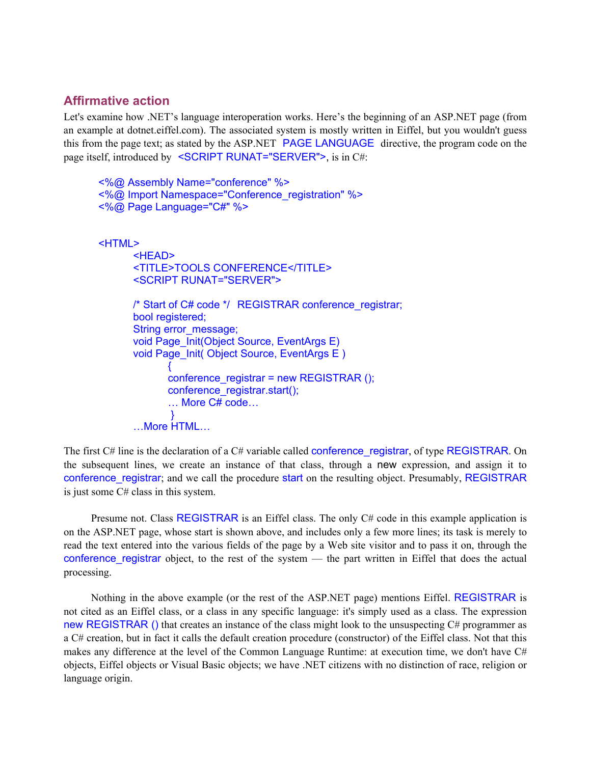## Affirmative action

Let's examine how .NET's language interoperation works. Here's the beginning of an ASP.NET page (from an example at dotnet.eiffel.com). The associated system is mostly written in Eiffel, but you wouldn't guess this from the page text; as stated by the ASP.NET PAGE LANGUAGE directive, the program code on the page itself, introduced by <SCRIPT RUNAT="SERVER">, is in C#:

```
<%@ Assembly Name="conference" %>
<%@ Import Namespace="Conference_registration" %>
<%@ Page Language="C#" %>


<HTML>
        <HEAD>
        <TITLE>TOOLS CONFERENCE</TITLE>
        <SCRIPT RUNAT="SERVER">

        /* Start of C# code */  REGISTRAR conference_registrar;
        bool registered;
        String error_message;
        void Page_Init(Object Source, EventArgs E)
        void Page_Init( Object Source, EventArgs E )
                {
                conference_registrar = new REGISTRAR ();
                conference_registrar.start();
                … More C# code…
                 }
        …More HTML…
```

The first C# line is the declaration of a C# variable called conference_registrar, of type REGISTRAR. On the subsequent lines, we create an instance of that class, through a new expression, and assign it to conference_registrar; and we call the procedure start on the resulting object. Presumably, REGISTRAR is just some C# class in this system.

Presume not. Class REGISTRAR is an Eiffel class. The only C# code in this example application is on the ASP.NET page, whose start is shown above, and includes only a few more lines; its task is merely to read the text entered into the various fields of the page by a Web site visitor and to pass it on, through the conference_registrar object, to the rest of the system — the part written in Eiffel that does the actual processing.

Nothing in the above example (or the rest of the ASP.NET page) mentions Eiffel. REGISTRAR is not cited as an Eiffel class, or a class in any specific language: it's simply used as a class. The expression new REGISTRAR () that creates an instance of the class might look to the unsuspecting C# programmer as a C# creation, but in fact it calls the default creation procedure (constructor) of the Eiffel class. Not that this makes any difference at the level of the Common Language Runtime: at execution time, we don't have C# objects, Eiffel objects or Visual Basic objects; we have .NET citizens with no distinction of race, religion or language origin.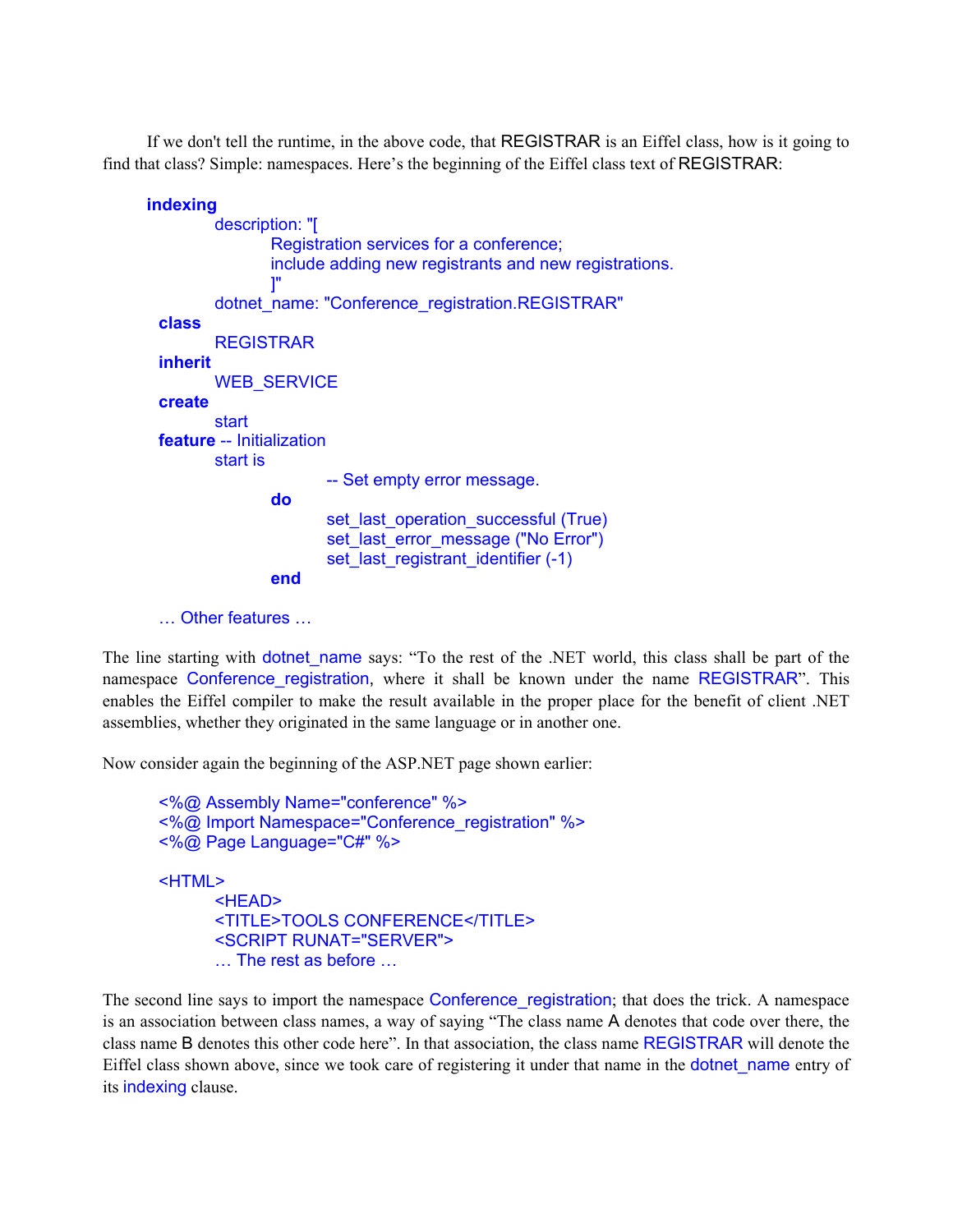If we don't tell the runtime, in the above code, that REGISTRAR is an Eiffel class, how is it going to find that class? Simple: namespaces. Here's the beginning of the Eiffel class text of REGISTRAR:

```
indexing
        description: "[
                Registration services for a conference;
                include adding new registrants and new registrations.
                ]"
        dotnet_name: "Conference_registration.REGISTRAR"
  class
        REGISTRAR
  inherit
        WEB_SERVICE
  create
        start
  feature -- Initialization
        start is
                        -- Set empty error message.
                do
                        set_last_operation_successful (True)
                        set_last_error_message ("No Error")
                        set_last_registrant_identifier (-1)
                end

  … Other features …
```

The line starting with dotnet_name says: "To the rest of the .NET world, this class shall be part of the namespace Conference_registration, where it shall be known under the name REGISTRAR". This enables the Eiffel compiler to make the result available in the proper place for the benefit of client .NET assemblies, whether they originated in the same language or in another one.

Now consider again the beginning of the ASP.NET page shown earlier:

```
<%@ Assembly Name="conference" %>
<%@ Import Namespace="Conference_registration" %>
<%@ Page Language="C#" %>

<HTML>
        <HEAD>
        <TITLE>TOOLS CONFERENCE</TITLE>
        <SCRIPT RUNAT="SERVER">
        … The rest as before …
```

The second line says to import the namespace Conference_registration; that does the trick. A namespace is an association between class names, a way of saying "The class name A denotes that code over there, the class name B denotes this other code here". In that association, the class name REGISTRAR will denote the Eiffel class shown above, since we took care of registering it under that name in the dotnet_name entry of its indexing clause.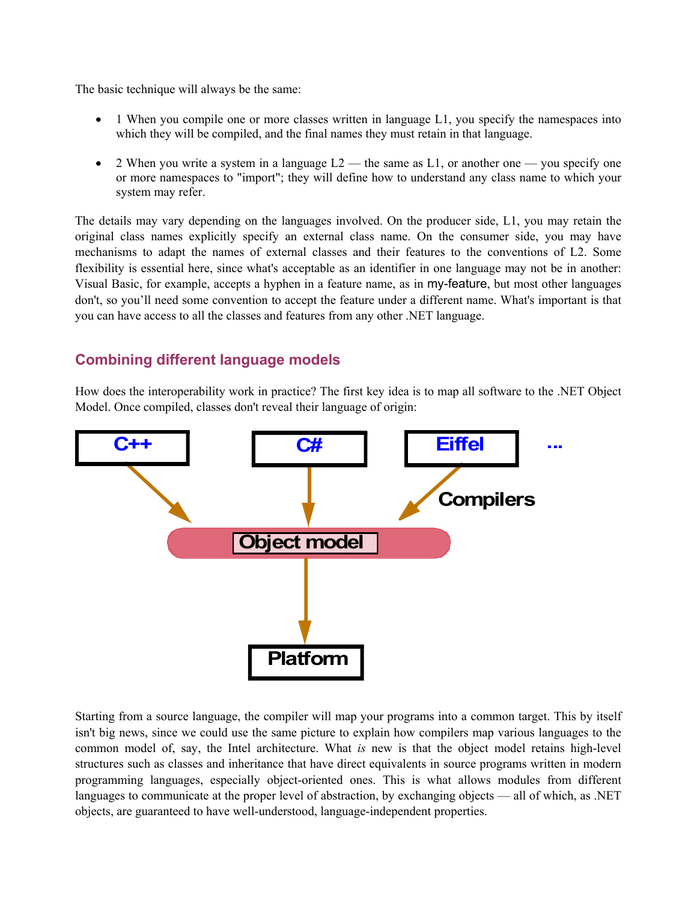The basic technique will always be the same:

- 1 When you compile one or more classes written in language L1, you specify the namespaces into which they will be compiled, and the final names they must retain in that language.

- 2 When you write a system in a language L2 — the same as L1, or another one — you specify one or more namespaces to "import"; they will define how to understand any class name to which your system may refer.

The details may vary depending on the languages involved. On the producer side, L1, you may retain the original class names explicitly specify an external class name. On the consumer side, you may have mechanisms to adapt the names of external classes and their features to the conventions of L2. Some flexibility is essential here, since what's acceptable as an identifier in one language may not be in another: Visual Basic, for example, accepts a hyphen in a feature name, as in my-feature, but most other languages don't, so you'll need some convention to accept the feature under a different name. What's important is that you can have access to all the classes and features from any other .NET language.

## Combining different language models

How does the interoperability work in practice? The first key idea is to map all software to the .NET Object Model. Once compiled, classes don't reveal their language of origin:

Starting from a source language, the compiler will map your programs into a common target. This by itself isn't big news, since we could use the same picture to explain how compilers map various languages to the common model of, say, the Intel architecture. What *is* new is that the object model retains high-level structures such as classes and inheritance that have direct equivalents in source programs written in modern programming languages, especially object-oriented ones. This is what allows modules from different languages to communicate at the proper level of abstraction, by exchanging objects — all of which, as .NET objects, are guaranteed to have well-understood, language-independent properties.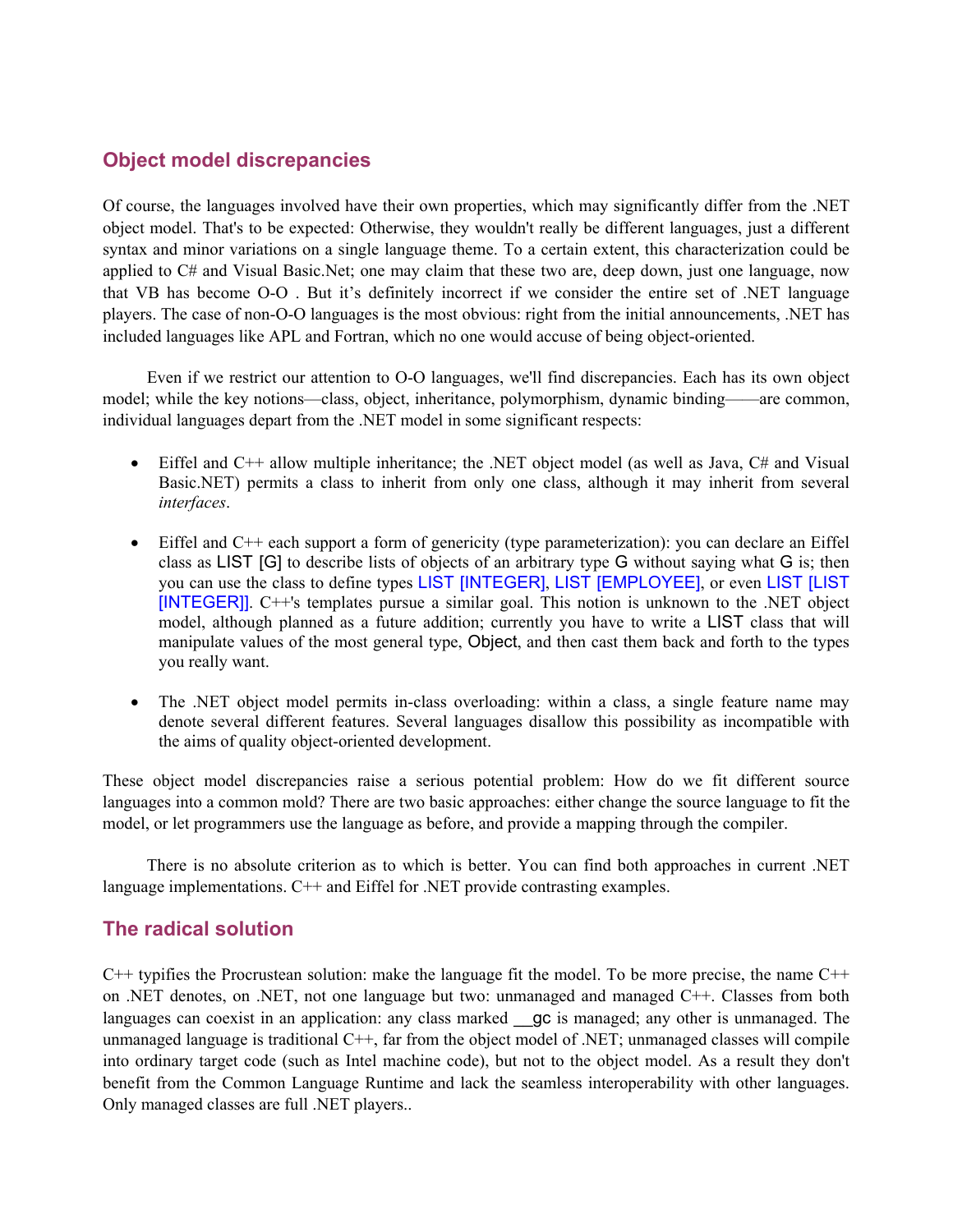## Object model discrepancies

Of course, the languages involved have their own properties, which may significantly differ from the .NET object model. That's to be expected: Otherwise, they wouldn't really be different languages, just a different syntax and minor variations on a single language theme. To a certain extent, this characterization could be applied to C# and Visual Basic.Net; one may claim that these two are, deep down, just one language, now that VB has become O-O . But it's definitely incorrect if we consider the entire set of .NET language players. The case of non-O-O languages is the most obvious: right from the initial announcements, .NET has included languages like APL and Fortran, which no one would accuse of being object-oriented.

Even if we restrict our attention to O-O languages, we'll find discrepancies. Each has its own object model; while the key notions—class, object, inheritance, polymorphism, dynamic binding——are common, individual languages depart from the .NET model in some significant respects:

- Eiffel and C++ allow multiple inheritance; the .NET object model (as well as Java, C# and Visual Basic.NET) permits a class to inherit from only one class, although it may inherit from several *interfaces*.

- Eiffel and C++ each support a form of genericity (type parameterization): you can declare an Eiffel class as LIST [G] to describe lists of objects of an arbitrary type G without saying what G is; then you can use the class to define types LIST [INTEGER], LIST [EMPLOYEE], or even LIST [LIST [INTEGER]]. C++'s templates pursue a similar goal. This notion is unknown to the .NET object model, although planned as a future addition; currently you have to write a LIST class that will manipulate values of the most general type, Object, and then cast them back and forth to the types you really want.

- The .NET object model permits in-class overloading: within a class, a single feature name may denote several different features. Several languages disallow this possibility as incompatible with the aims of quality object-oriented development.

These object model discrepancies raise a serious potential problem: How do we fit different source languages into a common mold? There are two basic approaches: either change the source language to fit the model, or let programmers use the language as before, and provide a mapping through the compiler.

There is no absolute criterion as to which is better. You can find both approaches in current .NET language implementations. C++ and Eiffel for .NET provide contrasting examples.

## The radical solution

C++ typifies the Procrustean solution: make the language fit the model. To be more precise, the name C++ on .NET denotes, on .NET, not one language but two: unmanaged and managed C++. Classes from both languages can coexist in an application: any class marked __gc is managed; any other is unmanaged. The unmanaged language is traditional C++, far from the object model of .NET; unmanaged classes will compile into ordinary target code (such as Intel machine code), but not to the object model. As a result they don't benefit from the Common Language Runtime and lack the seamless interoperability with other languages. Only managed classes are full .NET players..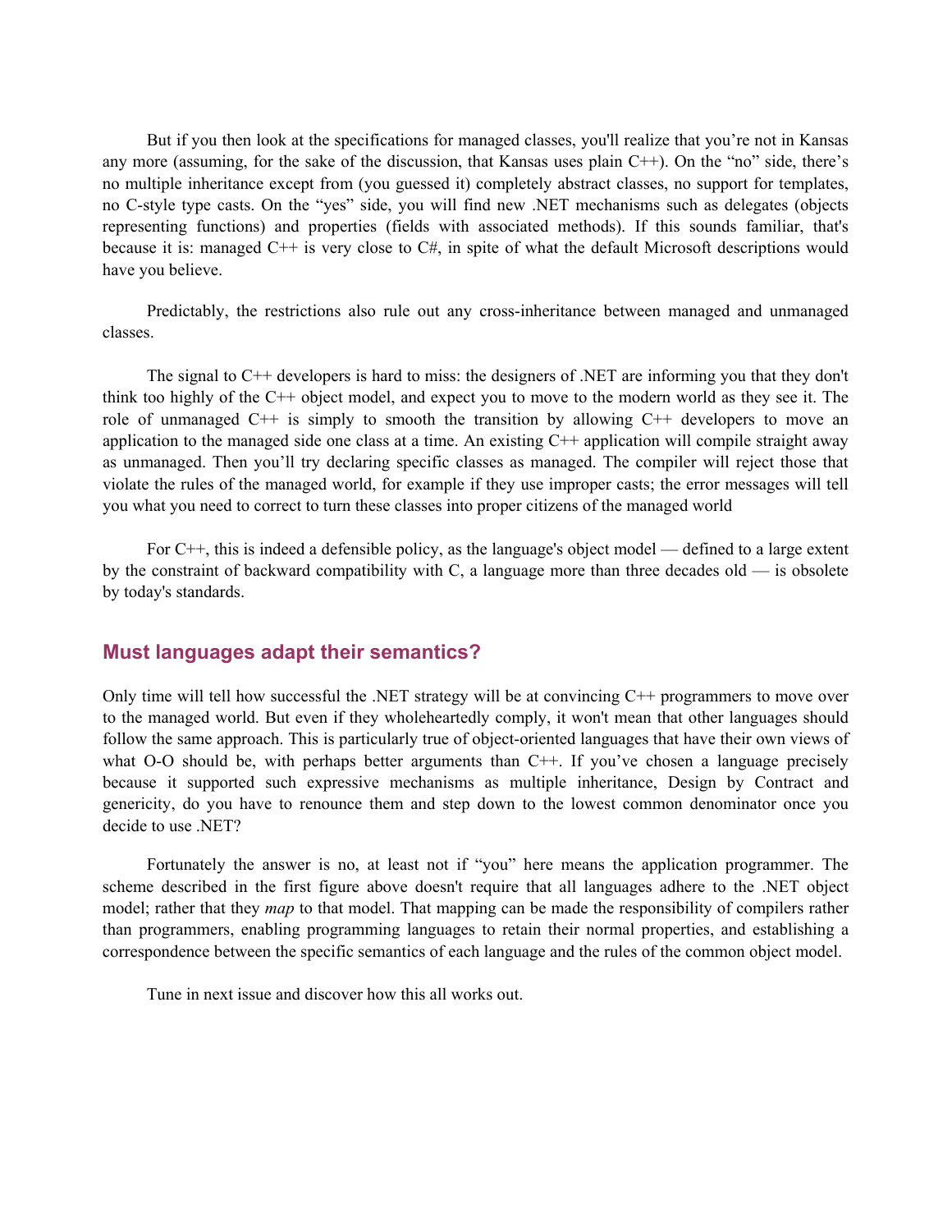But if you then look at the specifications for managed classes, you'll realize that you're not in Kansas any more (assuming, for the sake of the discussion, that Kansas uses plain C++). On the "no" side, there's no multiple inheritance except from (you guessed it) completely abstract classes, no support for templates, no C-style type casts. On the "yes" side, you will find new .NET mechanisms such as delegates (objects representing functions) and properties (fields with associated methods). If this sounds familiar, that's because it is: managed C++ is very close to C#, in spite of what the default Microsoft descriptions would have you believe.

Predictably, the restrictions also rule out any cross-inheritance between managed and unmanaged classes.

The signal to C++ developers is hard to miss: the designers of .NET are informing you that they don't think too highly of the C++ object model, and expect you to move to the modern world as they see it. The role of unmanaged C++ is simply to smooth the transition by allowing C++ developers to move an application to the managed side one class at a time. An existing C++ application will compile straight away as unmanaged. Then you'll try declaring specific classes as managed. The compiler will reject those that violate the rules of the managed world, for example if they use improper casts; the error messages will tell you what you need to correct to turn these classes into proper citizens of the managed world

For C++, this is indeed a defensible policy, as the language's object model — defined to a large extent by the constraint of backward compatibility with C, a language more than three decades old — is obsolete by today's standards.

## Must languages adapt their semantics?

Only time will tell how successful the .NET strategy will be at convincing C++ programmers to move over to the managed world. But even if they wholeheartedly comply, it won't mean that other languages should follow the same approach. This is particularly true of object-oriented languages that have their own views of what O-O should be, with perhaps better arguments than C++. If you've chosen a language precisely because it supported such expressive mechanisms as multiple inheritance, Design by Contract and genericity, do you have to renounce them and step down to the lowest common denominator once you decide to use .NET?

Fortunately the answer is no, at least not if "you" here means the application programmer. The scheme described in the first figure above doesn't require that all languages adhere to the .NET object model; rather that they *map* to that model. That mapping can be made the responsibility of compilers rather than programmers, enabling programming languages to retain their normal properties, and establishing a correspondence between the specific semantics of each language and the rules of the common object model.

Tune in next issue and discover how this all works out.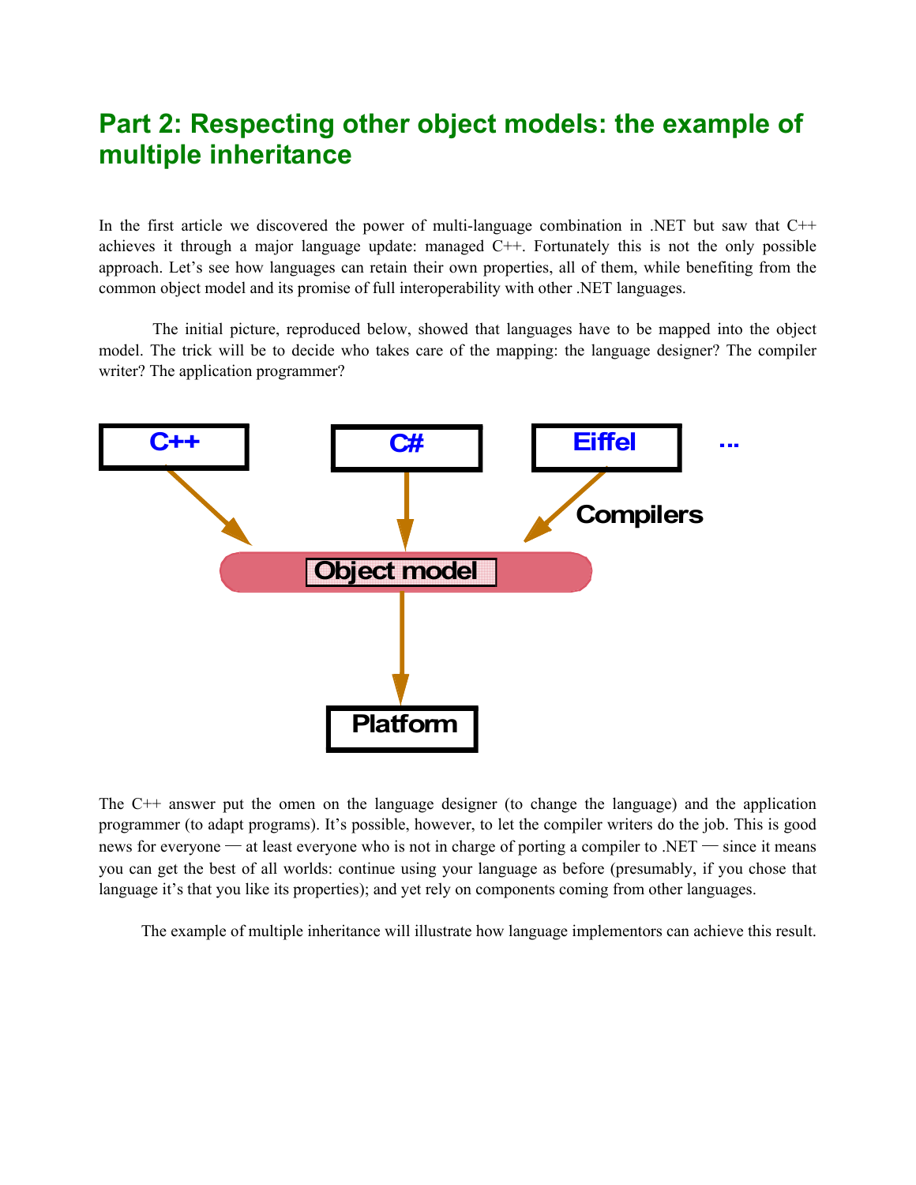## Part 2: Respecting other object models: the example of multiple inheritance

In the first article we discovered the power of multi-language combination in .NET but saw that C++ achieves it through a major language update: managed C++. Fortunately this is not the only possible approach. Let's see how languages can retain their own properties, all of them, while benefiting from the common object model and its promise of full interoperability with other .NET languages.

The initial picture, reproduced below, showed that languages have to be mapped into the object model. The trick will be to decide who takes care of the mapping: the language designer? The compiler writer? The application programmer?

C++ C# Eiffel ...

Compilers

Object model

Platform

The C++ answer put the omen on the language designer (to change the language) and the application programmer (to adapt programs). It's possible, however, to let the compiler writers do the job. This is good news for everyone — at least everyone who is not in charge of porting a compiler to .NET — since it means you can get the best of all worlds: continue using your language as before (presumably, if you chose that language it's that you like its properties); and yet rely on components coming from other languages.

The example of multiple inheritance will illustrate how language implementors can achieve this result.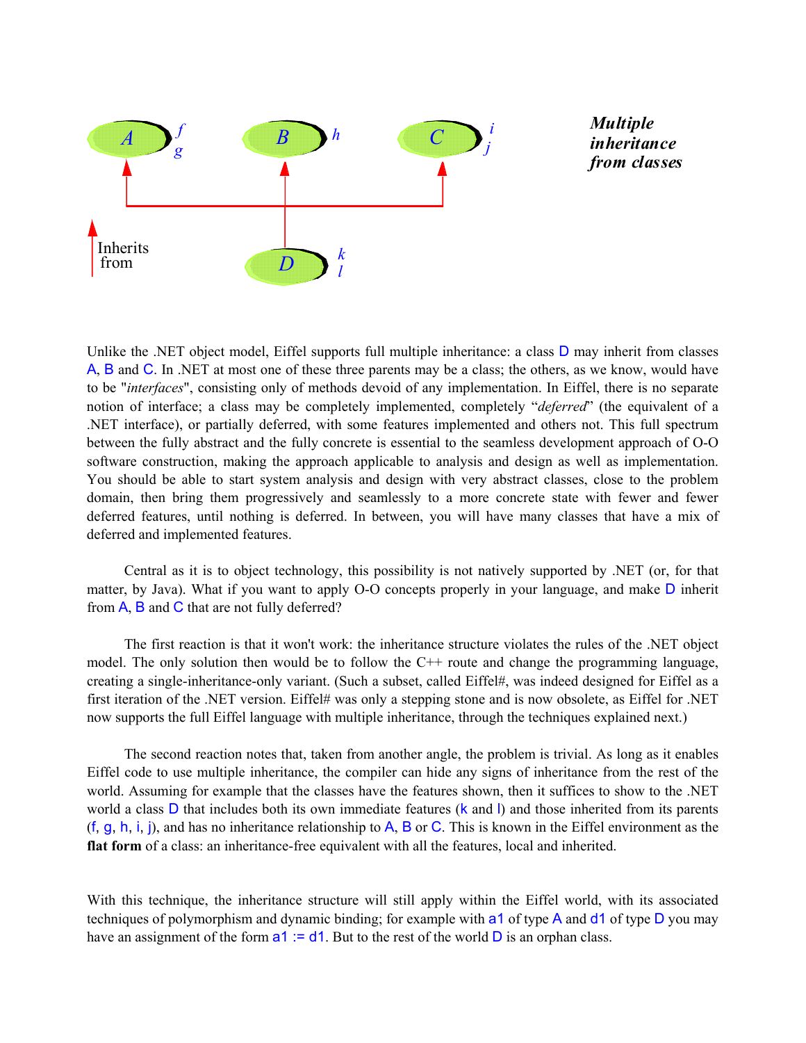*Multiple inheritance from classes*

Unlike the .NET object model, Eiffel supports full multiple inheritance: a class D may inherit from classes A, B and C. In .NET at most one of these three parents may be a class; the others, as we know, would have to be "*interfaces*", consisting only of methods devoid of any implementation. In Eiffel, there is no separate notion of interface; a class may be completely implemented, completely "*deferred*" (the equivalent of a .NET interface), or partially deferred, with some features implemented and others not. This full spectrum between the fully abstract and the fully concrete is essential to the seamless development approach of O-O software construction, making the approach applicable to analysis and design as well as implementation. You should be able to start system analysis and design with very abstract classes, close to the problem domain, then bring them progressively and seamlessly to a more concrete state with fewer and fewer deferred features, until nothing is deferred. In between, you will have many classes that have a mix of deferred and implemented features.

Central as it is to object technology, this possibility is not natively supported by .NET (or, for that matter, by Java). What if you want to apply O-O concepts properly in your language, and make D inherit from A, B and C that are not fully deferred?

The first reaction is that it won't work: the inheritance structure violates the rules of the .NET object model. The only solution then would be to follow the C++ route and change the programming language, creating a single-inheritance-only variant. (Such a subset, called Eiffel#, was indeed designed for Eiffel as a first iteration of the .NET version. Eiffel# was only a stepping stone and is now obsolete, as Eiffel for .NET now supports the full Eiffel language with multiple inheritance, through the techniques explained next.)

The second reaction notes that, taken from another angle, the problem is trivial. As long as it enables Eiffel code to use multiple inheritance, the compiler can hide any signs of inheritance from the rest of the world. Assuming for example that the classes have the features shown, then it suffices to show to the .NET world a class D that includes both its own immediate features (k and l) and those inherited from its parents (f, g, h, i, j), and has no inheritance relationship to A, B or C. This is known in the Eiffel environment as the **flat form** of a class: an inheritance-free equivalent with all the features, local and inherited.

With this technique, the inheritance structure will still apply within the Eiffel world, with its associated techniques of polymorphism and dynamic binding; for example with a1 of type A and d1 of type D you may have an assignment of the form a1 := d1. But to the rest of the world D is an orphan class.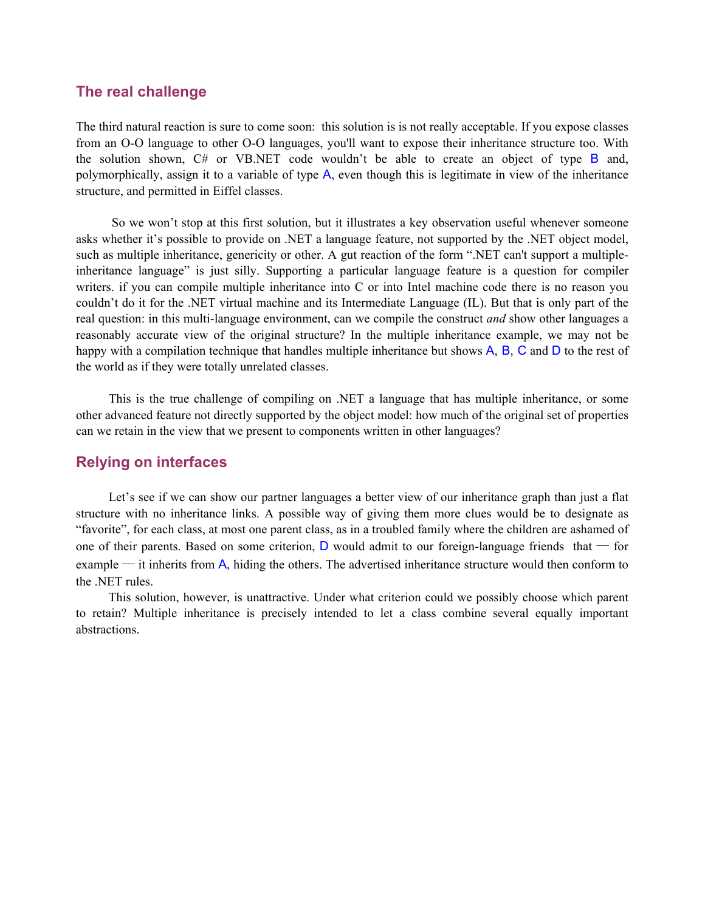## The real challenge

The third natural reaction is sure to come soon: this solution is is not really acceptable. If you expose classes from an O-O language to other O-O languages, you'll want to expose their inheritance structure too. With the solution shown, C# or VB.NET code wouldn't be able to create an object of type B and, polymorphically, assign it to a variable of type A, even though this is legitimate in view of the inheritance structure, and permitted in Eiffel classes.

So we won't stop at this first solution, but it illustrates a key observation useful whenever someone asks whether it's possible to provide on .NET a language feature, not supported by the .NET object model, such as multiple inheritance, genericity or other. A gut reaction of the form ".NET can't support a multiple-inheritance language" is just silly. Supporting a particular language feature is a question for compiler writers. if you can compile multiple inheritance into C or into Intel machine code there is no reason you couldn't do it for the .NET virtual machine and its Intermediate Language (IL). But that is only part of the real question: in this multi-language environment, can we compile the construct *and* show other languages a reasonably accurate view of the original structure? In the multiple inheritance example, we may not be happy with a compilation technique that handles multiple inheritance but shows A, B, C and D to the rest of the world as if they were totally unrelated classes.

This is the true challenge of compiling on .NET a language that has multiple inheritance, or some other advanced feature not directly supported by the object model: how much of the original set of properties can we retain in the view that we present to components written in other languages?

## Relying on interfaces

Let's see if we can show our partner languages a better view of our inheritance graph than just a flat structure with no inheritance links. A possible way of giving them more clues would be to designate as "favorite", for each class, at most one parent class, as in a troubled family where the children are ashamed of one of their parents. Based on some criterion, D would admit to our foreign-language friends that — for example — it inherits from A, hiding the others. The advertised inheritance structure would then conform to the .NET rules.

This solution, however, is unattractive. Under what criterion could we possibly choose which parent to retain? Multiple inheritance is precisely intended to let a class combine several equally important abstractions.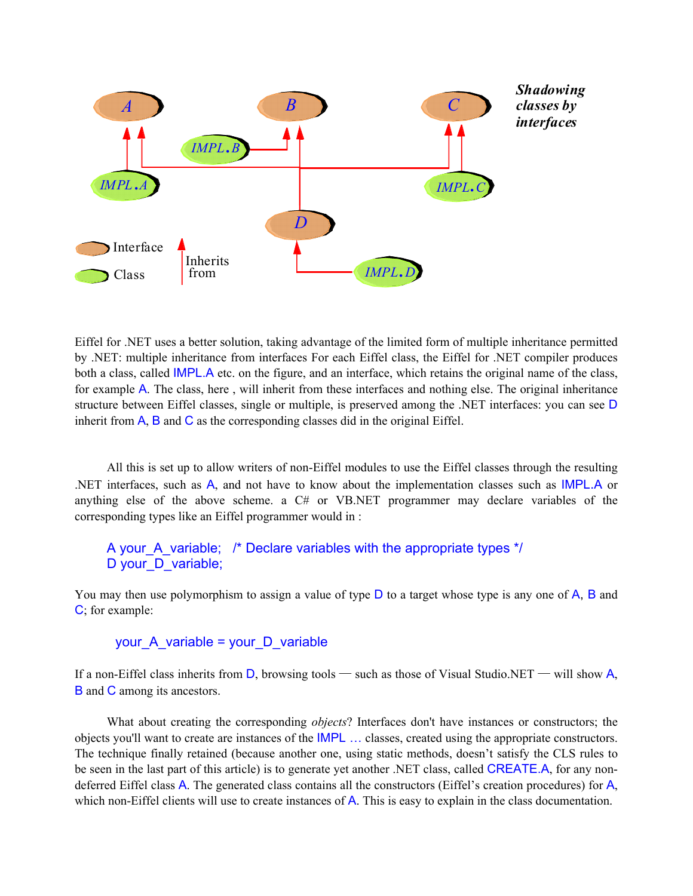*Shadowing classes by interfaces*

Interface

Class

Inherits from

Eiffel for .NET uses a better solution, taking advantage of the limited form of multiple inheritance permitted by .NET: multiple inheritance from interfaces For each Eiffel class, the Eiffel for .NET compiler produces both a class, called IMPL.A etc. on the figure, and an interface, which retains the original name of the class, for example A. The class, here , will inherit from these interfaces and nothing else. The original inheritance structure between Eiffel classes, single or multiple, is preserved among the .NET interfaces: you can see D inherit from A, B and C as the corresponding classes did in the original Eiffel.

All this is set up to allow writers of non-Eiffel modules to use the Eiffel classes through the resulting .NET interfaces, such as A, and not have to know about the implementation classes such as IMPL.A or anything else of the above scheme. a C# or VB.NET programmer may declare variables of the corresponding types like an Eiffel programmer would in :

```
A your_A_variable;   /* Declare variables with the appropriate types */
D your_D_variable;
```

You may then use polymorphism to assign a value of type D to a target whose type is any one of A, B and C; for example:

```
your_A_variable = your_D_variable
```

If a non-Eiffel class inherits from D, browsing tools — such as those of Visual Studio.NET — will show A, B and C among its ancestors.

What about creating the corresponding *objects*? Interfaces don't have instances or constructors; the objects you'll want to create are instances of the IMPL … classes, created using the appropriate constructors. The technique finally retained (because another one, using static methods, doesn't satisfy the CLS rules to be seen in the last part of this article) is to generate yet another .NET class, called CREATE.A, for any non-deferred Eiffel class A. The generated class contains all the constructors (Eiffel's creation procedures) for A, which non-Eiffel clients will use to create instances of A. This is easy to explain in the class documentation.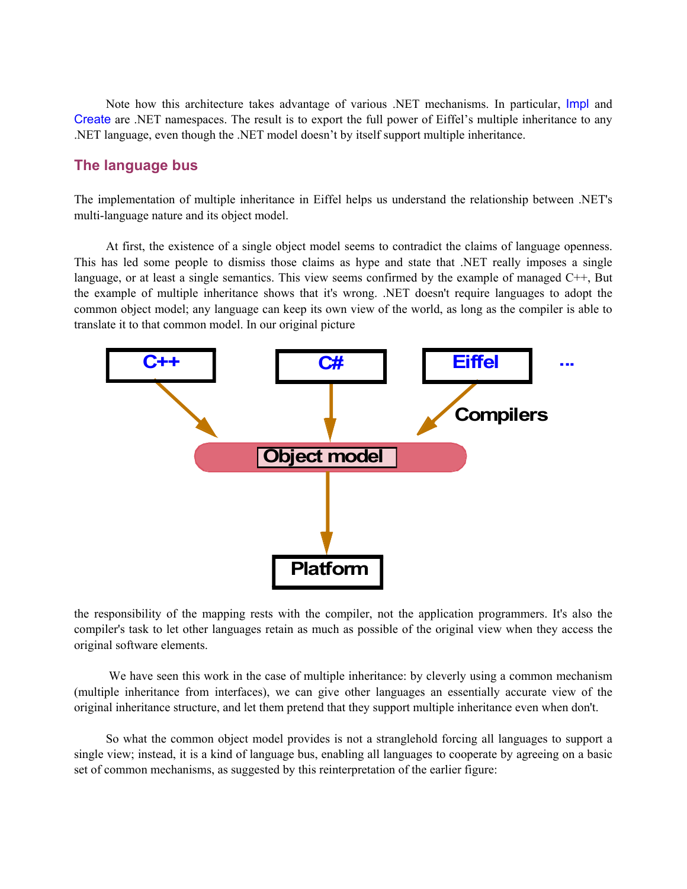Note how this architecture takes advantage of various .NET mechanisms. In particular, Impl and Create are .NET namespaces. The result is to export the full power of Eiffel's multiple inheritance to any .NET language, even though the .NET model doesn't by itself support multiple inheritance.

## The language bus

The implementation of multiple inheritance in Eiffel helps us understand the relationship between .NET's multi-language nature and its object model.

At first, the existence of a single object model seems to contradict the claims of language openness. This has led some people to dismiss those claims as hype and state that .NET really imposes a single language, or at least a single semantics. This view seems confirmed by the example of managed C++, But the example of multiple inheritance shows that it's wrong. .NET doesn't require languages to adopt the common object model; any language can keep its own view of the world, as long as the compiler is able to translate it to that common model. In our original picture

C++ C# Eiffel ...

Compilers

Object model

Platform

the responsibility of the mapping rests with the compiler, not the application programmers. It's also the compiler's task to let other languages retain as much as possible of the original view when they access the original software elements.

We have seen this work in the case of multiple inheritance: by cleverly using a common mechanism (multiple inheritance from interfaces), we can give other languages an essentially accurate view of the original inheritance structure, and let them pretend that they support multiple inheritance even when don't.

So what the common object model provides is not a stranglehold forcing all languages to support a single view; instead, it is a kind of language bus, enabling all languages to cooperate by agreeing on a basic set of common mechanisms, as suggested by this reinterpretation of the earlier figure: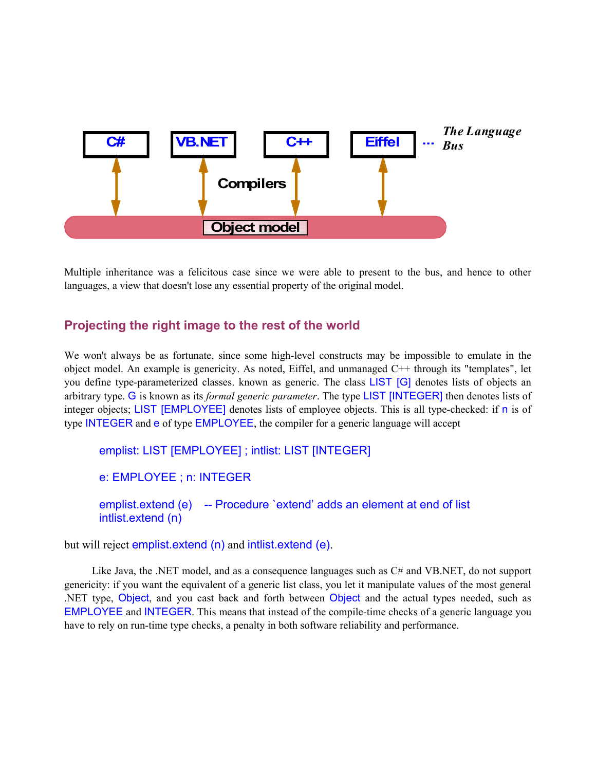Multiple inheritance was a felicitous case since we were able to present to the bus, and hence to other languages, a view that doesn't lose any essential property of the original model.

## Projecting the right image to the rest of the world

We won't always be as fortunate, since some high-level constructs may be impossible to emulate in the object model. An example is genericity. As noted, Eiffel, and unmanaged C++ through its "templates", let you define type-parameterized classes. known as generic. The class LIST [G] denotes lists of objects an arbitrary type. G is known as its *formal generic parameter*. The type LIST [INTEGER] then denotes lists of integer objects; LIST [EMPLOYEE] denotes lists of employee objects. This is all type-checked: if n is of type INTEGER and e of type EMPLOYEE, the compiler for a generic language will accept

```
emplist: LIST [EMPLOYEE] ; intlist: LIST [INTEGER]

e: EMPLOYEE ; n: INTEGER

emplist.extend (e)    -- Procedure `extend' adds an element at end of list
intlist.extend (n)
```

but will reject emplist.extend (n) and intlist.extend (e).

Like Java, the .NET model, and as a consequence languages such as C# and VB.NET, do not support genericity: if you want the equivalent of a generic list class, you let it manipulate values of the most general .NET type, Object, and you cast back and forth between Object and the actual types needed, such as EMPLOYEE and INTEGER. This means that instead of the compile-time checks of a generic language you have to rely on run-time type checks, a penalty in both software reliability and performance.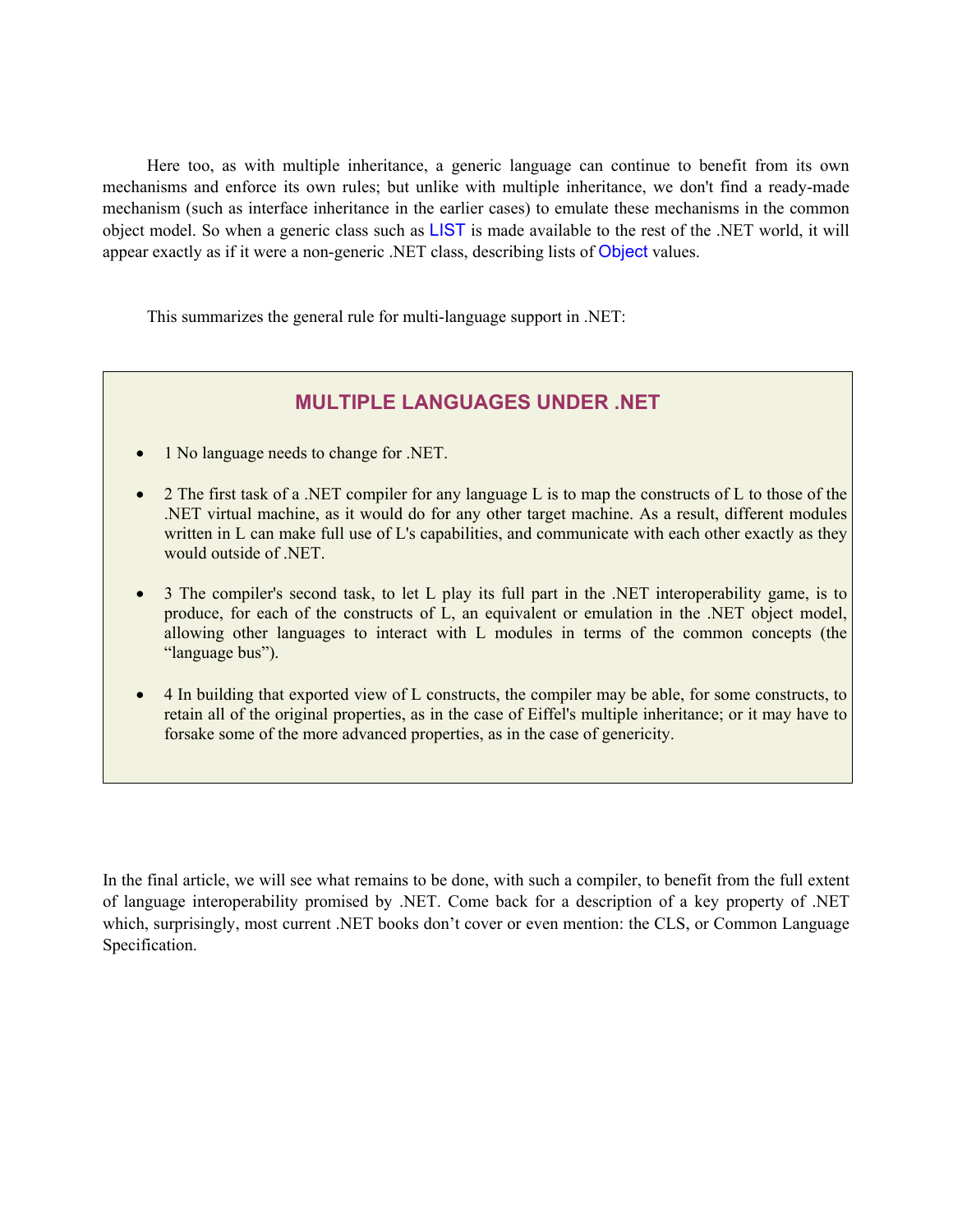Here too, as with multiple inheritance, a generic language can continue to benefit from its own mechanisms and enforce its own rules; but unlike with multiple inheritance, we don't find a ready-made mechanism (such as interface inheritance in the earlier cases) to emulate these mechanisms in the common object model. So when a generic class such as LIST is made available to the rest of the .NET world, it will appear exactly as if it were a non-generic .NET class, describing lists of Object values.

This summarizes the general rule for multi-language support in .NET:

## MULTIPLE LANGUAGES UNDER .NET

- 1 No language needs to change for .NET.
- 2 The first task of a .NET compiler for any language L is to map the constructs of L to those of the .NET virtual machine, as it would do for any other target machine. As a result, different modules written in L can make full use of L's capabilities, and communicate with each other exactly as they would outside of .NET.
- 3 The compiler's second task, to let L play its full part in the .NET interoperability game, is to produce, for each of the constructs of L, an equivalent or emulation in the .NET object model, allowing other languages to interact with L modules in terms of the common concepts (the "language bus").
- 4 In building that exported view of L constructs, the compiler may be able, for some constructs, to retain all of the original properties, as in the case of Eiffel's multiple inheritance; or it may have to forsake some of the more advanced properties, as in the case of genericity.

In the final article, we will see what remains to be done, with such a compiler, to benefit from the full extent of language interoperability promised by .NET. Come back for a description of a key property of .NET which, surprisingly, most current .NET books don't cover or even mention: the CLS, or Common Language Specification.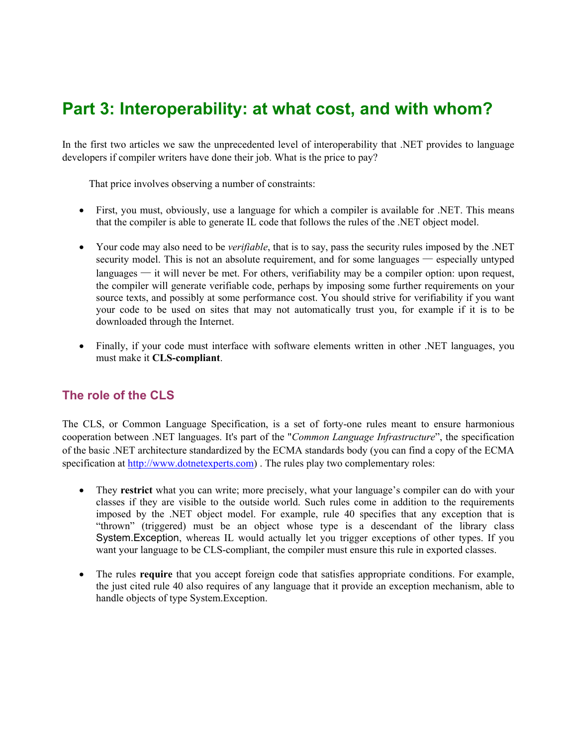# Part 3: Interoperability: at what cost, and with whom?

In the first two articles we saw the unprecedented level of interoperability that .NET provides to language developers if compiler writers have done their job. What is the price to pay?

That price involves observing a number of constraints:

- First, you must, obviously, use a language for which a compiler is available for .NET. This means that the compiler is able to generate IL code that follows the rules of the .NET object model.

- Your code may also need to be *verifiable*, that is to say, pass the security rules imposed by the .NET security model. This is not an absolute requirement, and for some languages — especially untyped languages — it will never be met. For others, verifiability may be a compiler option: upon request, the compiler will generate verifiable code, perhaps by imposing some further requirements on your source texts, and possibly at some performance cost. You should strive for verifiability if you want your code to be used on sites that may not automatically trust you, for example if it is to be downloaded through the Internet.

- Finally, if your code must interface with software elements written in other .NET languages, you must make it **CLS-compliant**.

## The role of the CLS

The CLS, or Common Language Specification, is a set of forty-one rules meant to ensure harmonious cooperation between .NET languages. It's part of the "*Common Language Infrastructure*", the specification of the basic .NET architecture standardized by the ECMA standards body (you can find a copy of the ECMA specification at [http://www.dotnetexperts.com](http://www.dotnetexperts.com)) . The rules play two complementary roles:

- They **restrict** what you can write; more precisely, what your language's compiler can do with your classes if they are visible to the outside world. Such rules come in addition to the requirements imposed by the .NET object model. For example, rule 40 specifies that any exception that is "thrown" (triggered) must be an object whose type is a descendant of the library class System.Exception, whereas IL would actually let you trigger exceptions of other types. If you want your language to be CLS-compliant, the compiler must ensure this rule in exported classes.

- The rules **require** that you accept foreign code that satisfies appropriate conditions. For example, the just cited rule 40 also requires of any language that it provide an exception mechanism, able to handle objects of type System.Exception.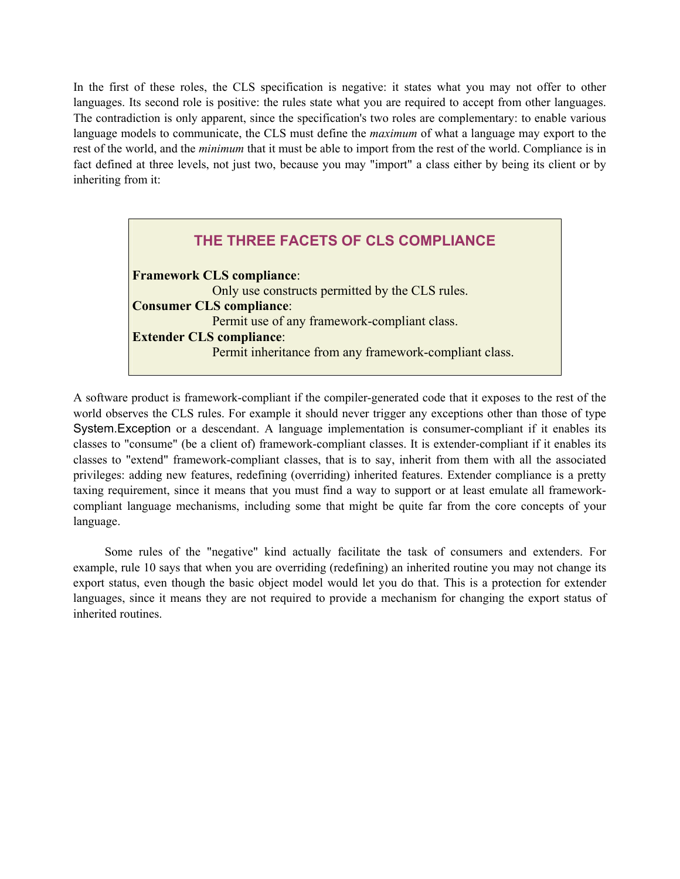In the first of these roles, the CLS specification is negative: it states what you may not offer to other languages. Its second role is positive: the rules state what you are required to accept from other languages. The contradiction is only apparent, since the specification's two roles are complementary: to enable various language models to communicate, the CLS must define the *maximum* of what a language may export to the rest of the world, and the *minimum* that it must be able to import from the rest of the world. Compliance is in fact defined at three levels, not just two, because you may "import" a class either by being its client or by inheriting from it:

> ### THE THREE FACETS OF CLS COMPLIANCE
>
> **Framework CLS compliance**:
> Only use constructs permitted by the CLS rules.
>
> **Consumer CLS compliance**:
> Permit use of any framework-compliant class.
>
> **Extender CLS compliance**:
> Permit inheritance from any framework-compliant class.

A software product is framework-compliant if the compiler-generated code that it exposes to the rest of the world observes the CLS rules. For example it should never trigger any exceptions other than those of type `System.Exception` or a descendant. A language implementation is consumer-compliant if it enables its classes to "consume" (be a client of) framework-compliant classes. It is extender-compliant if it enables its classes to "extend" framework-compliant classes, that is to say, inherit from them with all the associated privileges: adding new features, redefining (overriding) inherited features. Extender compliance is a pretty taxing requirement, since it means that you must find a way to support or at least emulate all framework-compliant language mechanisms, including some that might be quite far from the core concepts of your language.

Some rules of the "negative" kind actually facilitate the task of consumers and extenders. For example, rule 10 says that when you are overriding (redefining) an inherited routine you may not change its export status, even though the basic object model would let you do that. This is a protection for extender languages, since it means they are not required to provide a mechanism for changing the export status of inherited routines.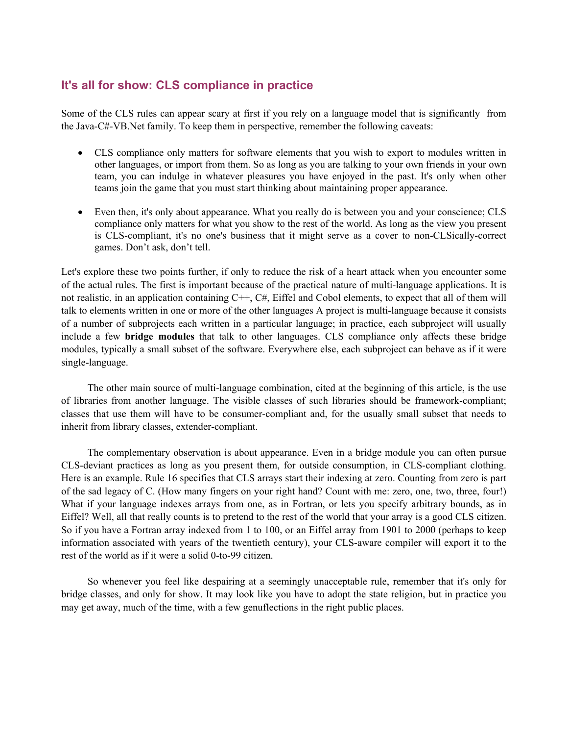## It's all for show: CLS compliance in practice

Some of the CLS rules can appear scary at first if you rely on a language model that is significantly  from the Java-C#-VB.Net family. To keep them in perspective, remember the following caveats:

- CLS compliance only matters for software elements that you wish to export to modules written in other languages, or import from them. So as long as you are talking to your own friends in your own team, you can indulge in whatever pleasures you have enjoyed in the past. It's only when other teams join the game that you must start thinking about maintaining proper appearance.

- Even then, it's only about appearance. What you really do is between you and your conscience; CLS compliance only matters for what you show to the rest of the world. As long as the view you present is CLS-compliant, it's no one's business that it might serve as a cover to non-CLSically-correct games. Don't ask, don't tell.

Let's explore these two points further, if only to reduce the risk of a heart attack when you encounter some of the actual rules. The first is important because of the practical nature of multi-language applications. It is not realistic, in an application containing C++, C#, Eiffel and Cobol elements, to expect that all of them will talk to elements written in one or more of the other languages A project is multi-language because it consists of a number of subprojects each written in a particular language; in practice, each subproject will usually include a few **bridge modules** that talk to other languages. CLS compliance only affects these bridge modules, typically a small subset of the software. Everywhere else, each subproject can behave as if it were single-language.

The other main source of multi-language combination, cited at the beginning of this article, is the use of libraries from another language. The visible classes of such libraries should be framework-compliant; classes that use them will have to be consumer-compliant and, for the usually small subset that needs to inherit from library classes, extender-compliant.

The complementary observation is about appearance. Even in a bridge module you can often pursue CLS-deviant practices as long as you present them, for outside consumption, in CLS-compliant clothing. Here is an example. Rule 16 specifies that CLS arrays start their indexing at zero. Counting from zero is part of the sad legacy of C. (How many fingers on your right hand? Count with me: zero, one, two, three, four!) What if your language indexes arrays from one, as in Fortran, or lets you specify arbitrary bounds, as in Eiffel? Well, all that really counts is to pretend to the rest of the world that your array is a good CLS citizen. So if you have a Fortran array indexed from 1 to 100, or an Eiffel array from 1901 to 2000 (perhaps to keep information associated with years of the twentieth century), your CLS-aware compiler will export it to the rest of the world as if it were a solid 0-to-99 citizen.

So whenever you feel like despairing at a seemingly unacceptable rule, remember that it's only for bridge classes, and only for show. It may look like you have to adopt the state religion, but in practice you may get away, much of the time, with a few genuflections in the right public places.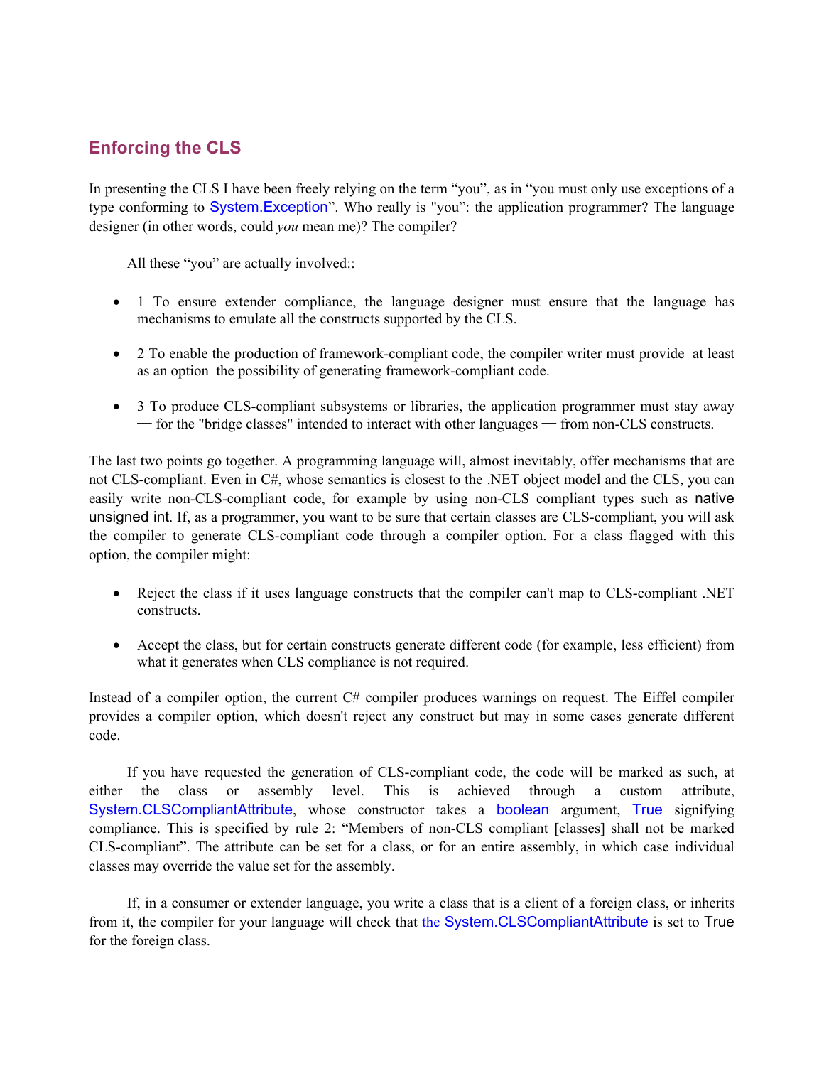## Enforcing the CLS

In presenting the CLS I have been freely relying on the term "you", as in "you must only use exceptions of a type conforming to System.Exception". Who really is "you": the application programmer? The language designer (in other words, could *you* mean me)? The compiler?

All these "you" are actually involved::

- 1 To ensure extender compliance, the language designer must ensure that the language has mechanisms to emulate all the constructs supported by the CLS.
- 2 To enable the production of framework-compliant code, the compiler writer must provide at least as an option the possibility of generating framework-compliant code.
- 3 To produce CLS-compliant subsystems or libraries, the application programmer must stay away — for the "bridge classes" intended to interact with other languages — from non-CLS constructs.

The last two points go together. A programming language will, almost inevitably, offer mechanisms that are not CLS-compliant. Even in C#, whose semantics is closest to the .NET object model and the CLS, you can easily write non-CLS-compliant code, for example by using non-CLS compliant types such as native unsigned int. If, as a programmer, you want to be sure that certain classes are CLS-compliant, you will ask the compiler to generate CLS-compliant code through a compiler option. For a class flagged with this option, the compiler might:

- Reject the class if it uses language constructs that the compiler can't map to CLS-compliant .NET constructs.
- Accept the class, but for certain constructs generate different code (for example, less efficient) from what it generates when CLS compliance is not required.

Instead of a compiler option, the current C# compiler produces warnings on request. The Eiffel compiler provides a compiler option, which doesn't reject any construct but may in some cases generate different code.

If you have requested the generation of CLS-compliant code, the code will be marked as such, at either the class or assembly level. This is achieved through a custom attribute, System.CLSCompliantAttribute, whose constructor takes a boolean argument, True signifying compliance. This is specified by rule 2: "Members of non-CLS compliant [classes] shall not be marked CLS-compliant". The attribute can be set for a class, or for an entire assembly, in which case individual classes may override the value set for the assembly.

If, in a consumer or extender language, you write a class that is a client of a foreign class, or inherits from it, the compiler for your language will check that the System.CLSCompliantAttribute is set to True for the foreign class.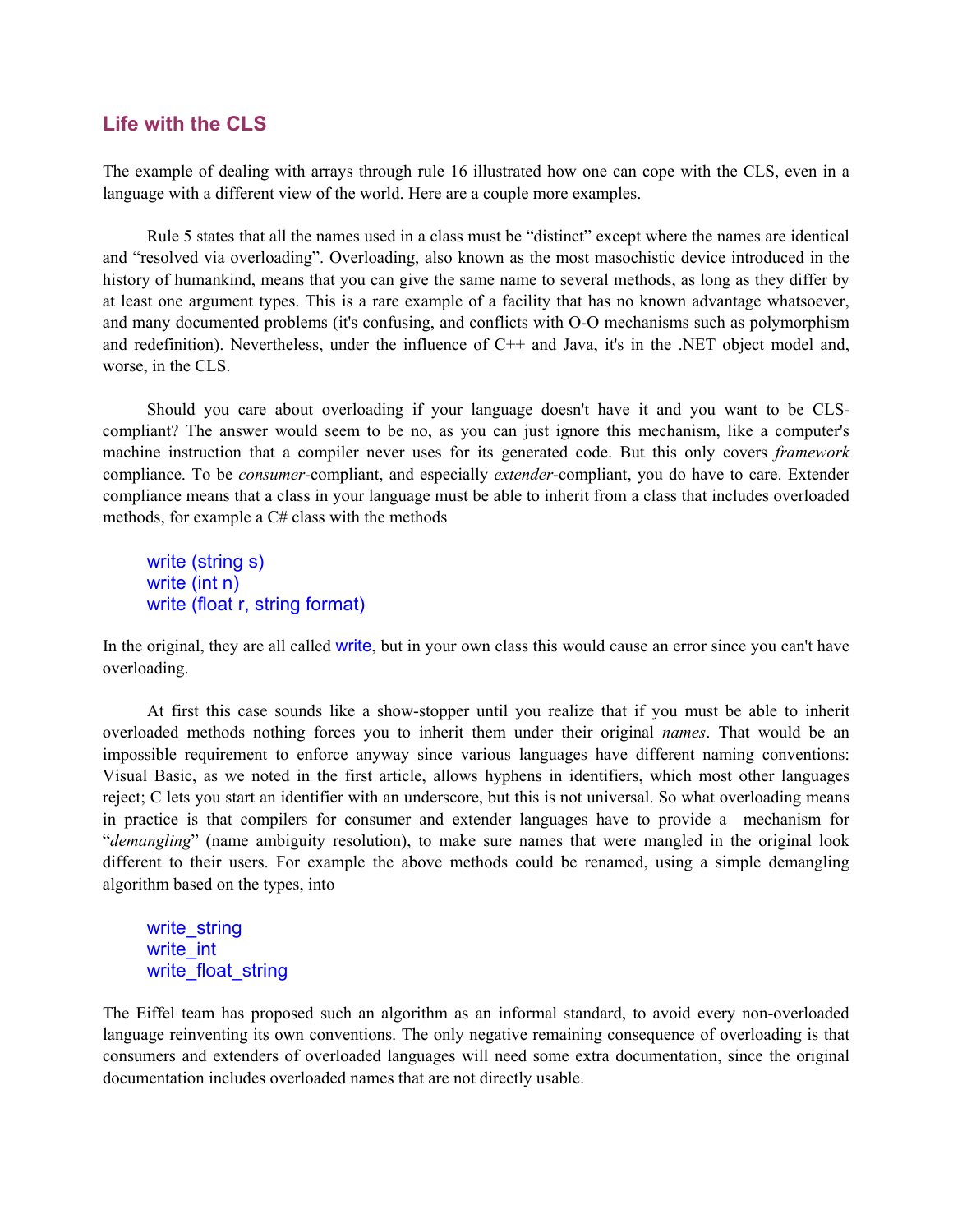## Life with the CLS

The example of dealing with arrays through rule 16 illustrated how one can cope with the CLS, even in a language with a different view of the world. Here are a couple more examples.

Rule 5 states that all the names used in a class must be "distinct" except where the names are identical and "resolved via overloading". Overloading, also known as the most masochistic device introduced in the history of humankind, means that you can give the same name to several methods, as long as they differ by at least one argument types. This is a rare example of a facility that has no known advantage whatsoever, and many documented problems (it's confusing, and conflicts with O-O mechanisms such as polymorphism and redefinition). Nevertheless, under the influence of C++ and Java, it's in the .NET object model and, worse, in the CLS.

Should you care about overloading if your language doesn't have it and you want to be CLS-compliant? The answer would seem to be no, as you can just ignore this mechanism, like a computer's machine instruction that a compiler never uses for its generated code. But this only covers *framework* compliance. To be *consumer*-compliant, and especially *extender*-compliant, you do have to care. Extender compliance means that a class in your language must be able to inherit from a class that includes overloaded methods, for example a C# class with the methods

```
write (string s)
write (int n)
write (float r, string format)
```

In the original, they are all called write, but in your own class this would cause an error since you can't have overloading.

At first this case sounds like a show-stopper until you realize that if you must be able to inherit overloaded methods nothing forces you to inherit them under their original *names*. That would be an impossible requirement to enforce anyway since various languages have different naming conventions: Visual Basic, as we noted in the first article, allows hyphens in identifiers, which most other languages reject; C lets you start an identifier with an underscore, but this is not universal. So what overloading means in practice is that compilers for consumer and extender languages have to provide a mechanism for "*demangling*" (name ambiguity resolution), to make sure names that were mangled in the original look different to their users. For example the above methods could be renamed, using a simple demangling algorithm based on the types, into

```
write_string
write_int
write_float_string
```

The Eiffel team has proposed such an algorithm as an informal standard, to avoid every non-overloaded language reinventing its own conventions. The only negative remaining consequence of overloading is that consumers and extenders of overloaded languages will need some extra documentation, since the original documentation includes overloaded names that are not directly usable.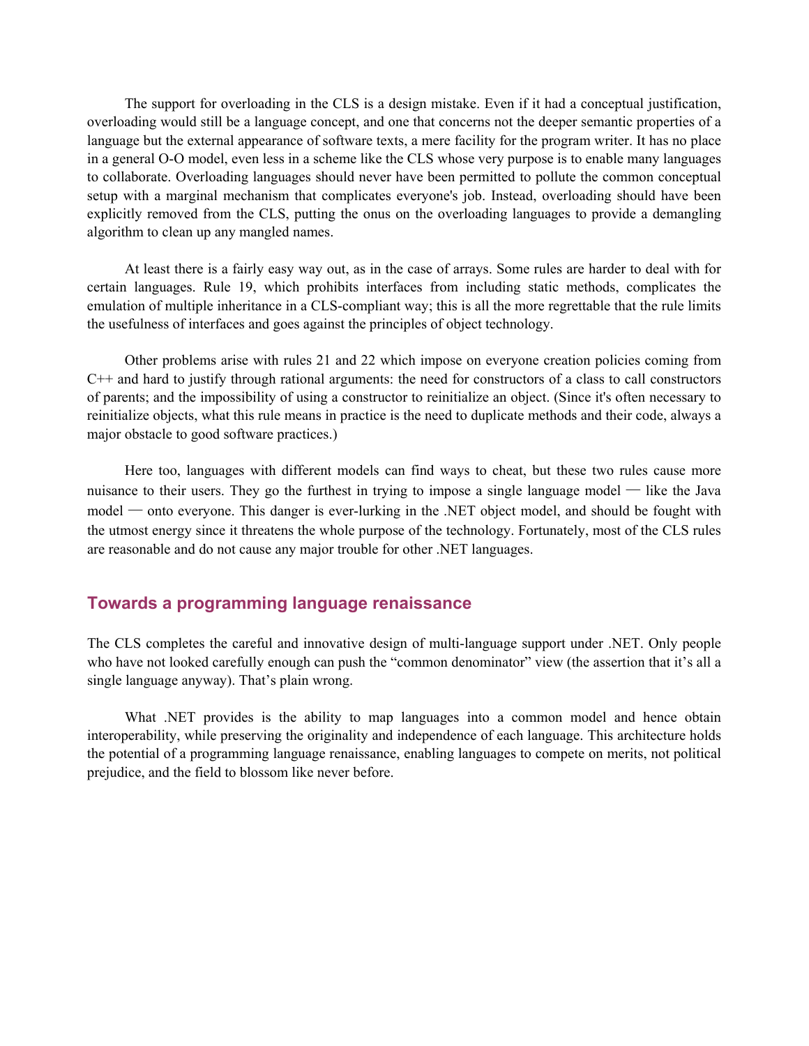The support for overloading in the CLS is a design mistake. Even if it had a conceptual justification, overloading would still be a language concept, and one that concerns not the deeper semantic properties of a language but the external appearance of software texts, a mere facility for the program writer. It has no place in a general O-O model, even less in a scheme like the CLS whose very purpose is to enable many languages to collaborate. Overloading languages should never have been permitted to pollute the common conceptual setup with a marginal mechanism that complicates everyone's job. Instead, overloading should have been explicitly removed from the CLS, putting the onus on the overloading languages to provide a demangling algorithm to clean up any mangled names.

At least there is a fairly easy way out, as in the case of arrays. Some rules are harder to deal with for certain languages. Rule 19, which prohibits interfaces from including static methods, complicates the emulation of multiple inheritance in a CLS-compliant way; this is all the more regrettable that the rule limits the usefulness of interfaces and goes against the principles of object technology.

Other problems arise with rules 21 and 22 which impose on everyone creation policies coming from C++ and hard to justify through rational arguments: the need for constructors of a class to call constructors of parents; and the impossibility of using a constructor to reinitialize an object. (Since it's often necessary to reinitialize objects, what this rule means in practice is the need to duplicate methods and their code, always a major obstacle to good software practices.)

Here too, languages with different models can find ways to cheat, but these two rules cause more nuisance to their users. They go the furthest in trying to impose a single language model — like the Java model — onto everyone. This danger is ever-lurking in the .NET object model, and should be fought with the utmost energy since it threatens the whole purpose of the technology. Fortunately, most of the CLS rules are reasonable and do not cause any major trouble for other .NET languages.

## Towards a programming language renaissance

The CLS completes the careful and innovative design of multi-language support under .NET. Only people who have not looked carefully enough can push the "common denominator" view (the assertion that it's all a single language anyway). That's plain wrong.

What .NET provides is the ability to map languages into a common model and hence obtain interoperability, while preserving the originality and independence of each language. This architecture holds the potential of a programming language renaissance, enabling languages to compete on merits, not political prejudice, and the field to blossom like never before.